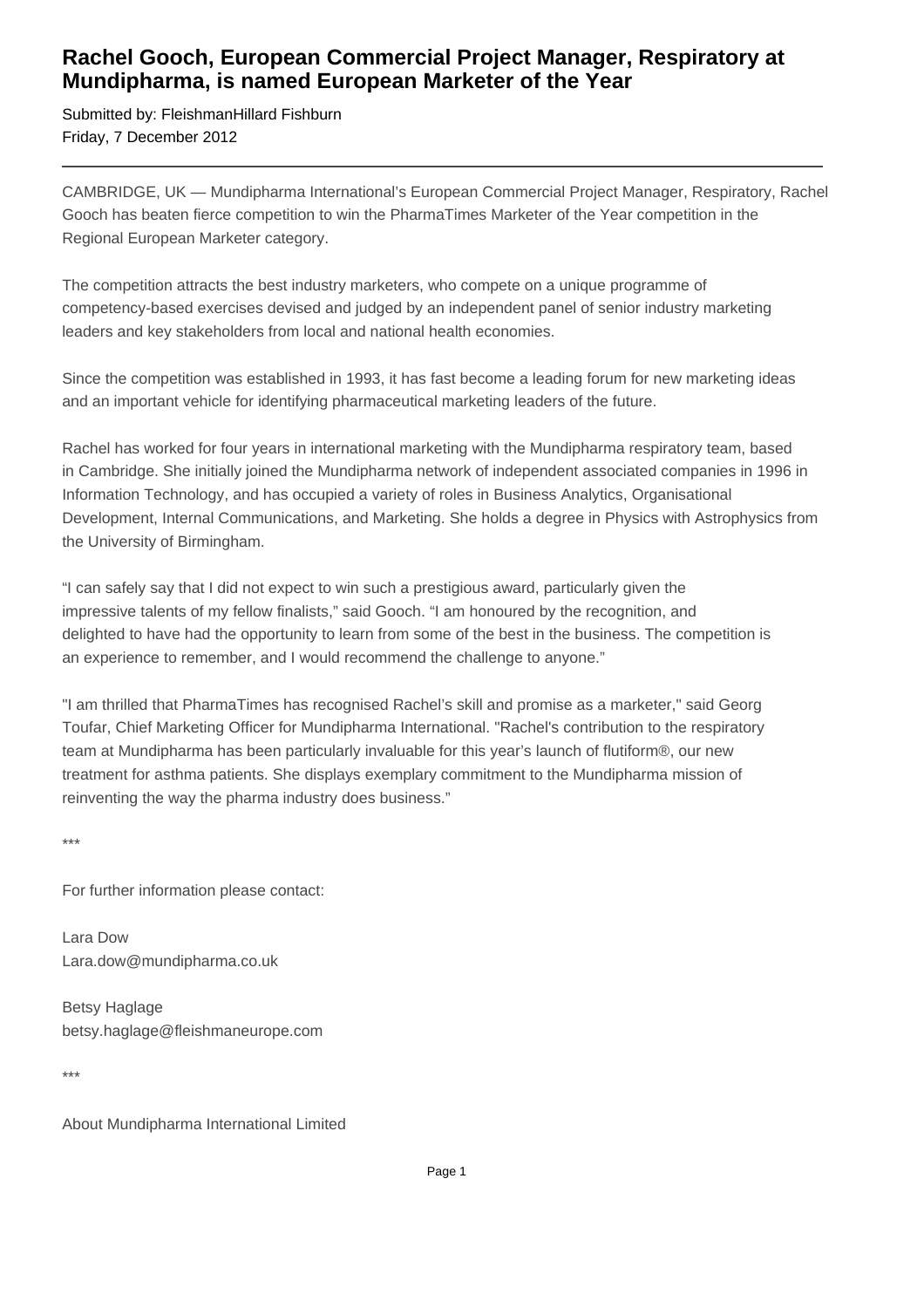# Rachel Gooch, European Commercial Project Manager, Respiratory at Mundipharma, is named European Marketer of the Year

Submitted by: FleishmanHillard Fishburn
Friday, 7 December 2012

---

CAMBRIDGE, UK — Mundipharma International's European Commercial Project Manager, Respiratory, Rachel Gooch has beaten fierce competition to win the PharmaTimes Marketer of the Year competition in the Regional European Marketer category.

The competition attracts the best industry marketers, who compete on a unique programme of competency-based exercises devised and judged by an independent panel of senior industry marketing leaders and key stakeholders from local and national health economies.

Since the competition was established in 1993, it has fast become a leading forum for new marketing ideas and an important vehicle for identifying pharmaceutical marketing leaders of the future.

Rachel has worked for four years in international marketing with the Mundipharma respiratory team, based in Cambridge. She initially joined the Mundipharma network of independent associated companies in 1996 in Information Technology, and has occupied a variety of roles in Business Analytics, Organisational Development, Internal Communications, and Marketing. She holds a degree in Physics with Astrophysics from the University of Birmingham.

"I can safely say that I did not expect to win such a prestigious award, particularly given the impressive talents of my fellow finalists," said Gooch. "I am honoured by the recognition, and delighted to have had the opportunity to learn from some of the best in the business. The competition is an experience to remember, and I would recommend the challenge to anyone."

"I am thrilled that PharmaTimes has recognised Rachel's skill and promise as a marketer," said Georg Toufar, Chief Marketing Officer for Mundipharma International. "Rachel's contribution to the respiratory team at Mundipharma has been particularly invaluable for this year's launch of flutiform®, our new treatment for asthma patients. She displays exemplary commitment to the Mundipharma mission of reinventing the way the pharma industry does business."

***

For further information please contact:

Lara Dow
Lara.dow@mundipharma.co.uk

Betsy Haglage
betsy.haglage@fleishmaneurope.com

***

About Mundipharma International Limited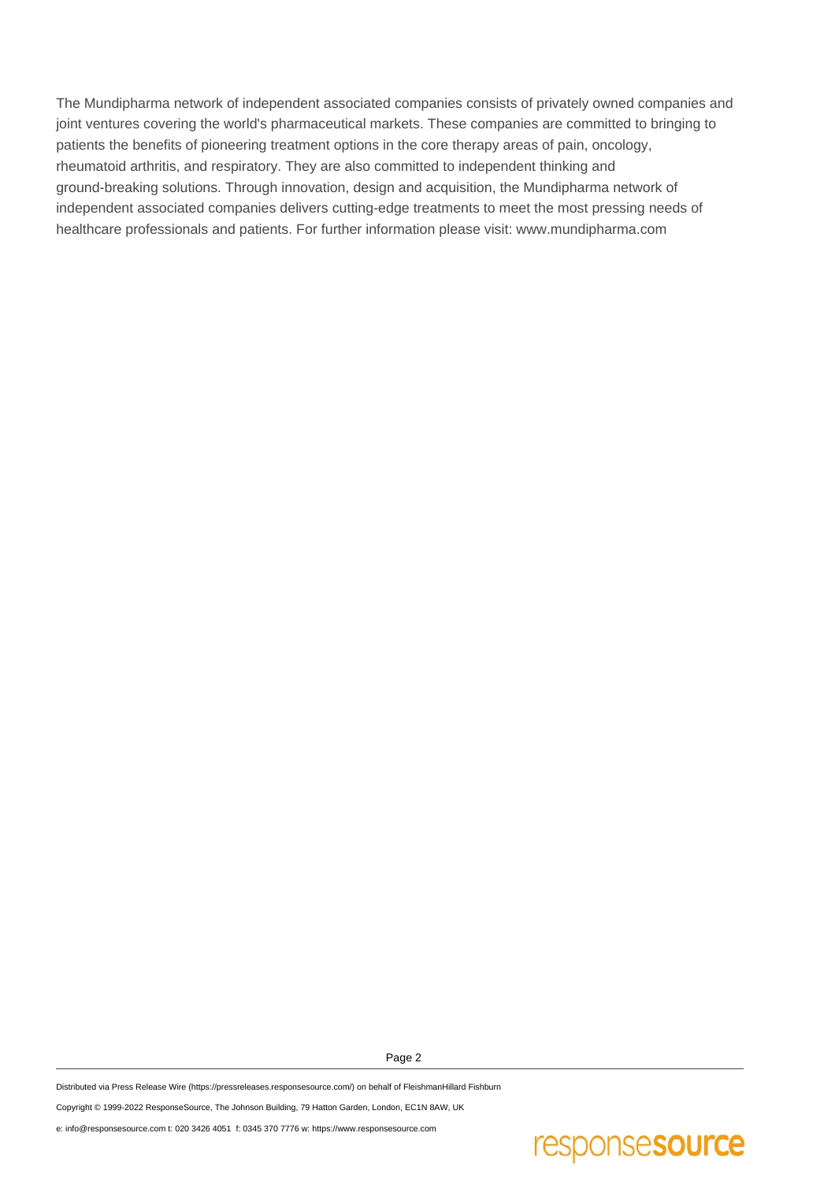The Mundipharma network of independent associated companies consists of privately owned companies and joint ventures covering the world's pharmaceutical markets. These companies are committed to bringing to patients the benefits of pioneering treatment options in the core therapy areas of pain, oncology, rheumatoid arthritis, and respiratory. They are also committed to independent thinking and ground-breaking solutions. Through innovation, design and acquisition, the Mundipharma network of independent associated companies delivers cutting-edge treatments to meet the most pressing needs of healthcare professionals and patients. For further information please visit: www.mundipharma.com